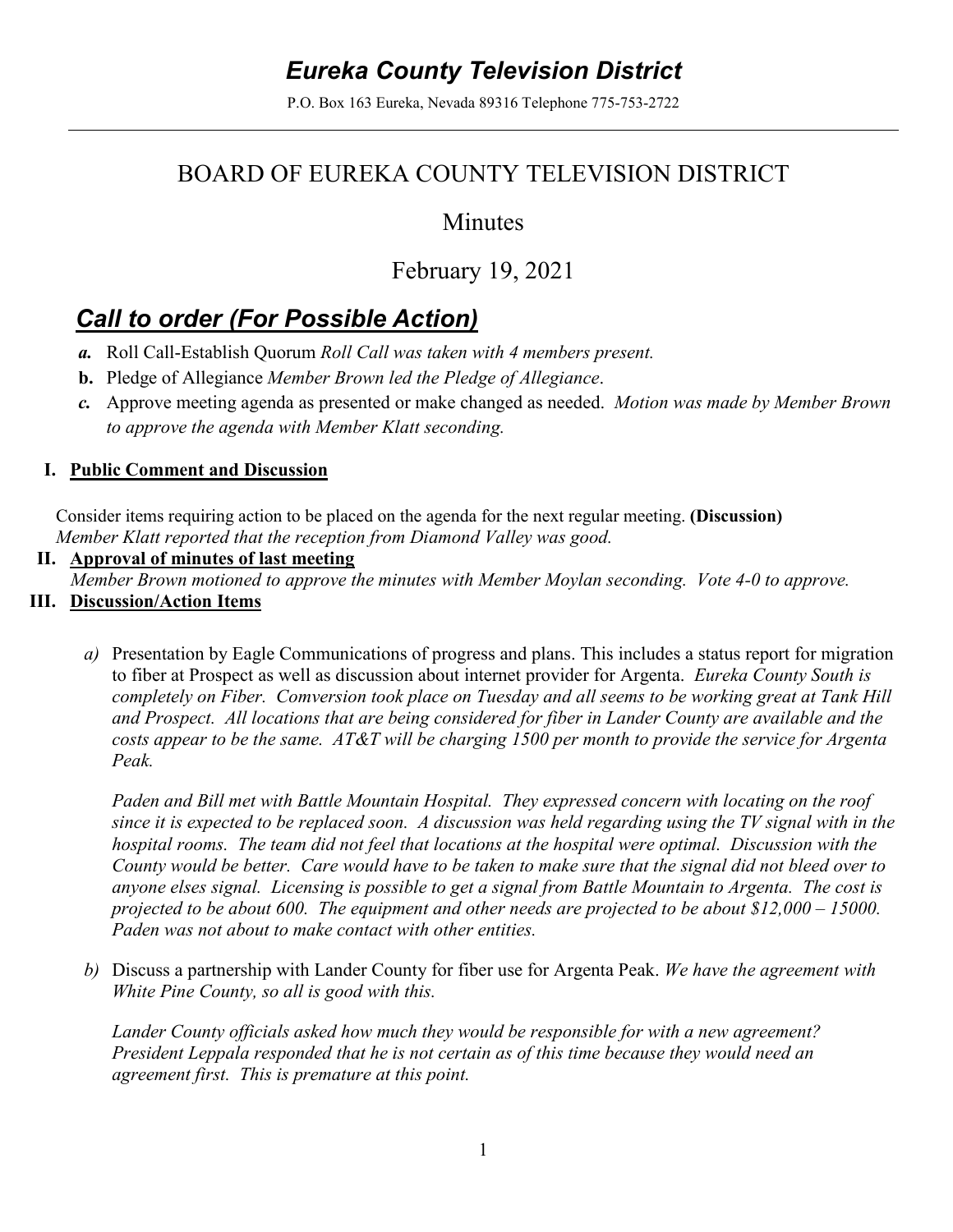# Eureka County Television District

P.O. Box 163 Eureka, Nevada 89316 Telephone 775-753-2722

## BOARD OF EUREKA COUNTY TELEVISION DISTRICT

## Minutes

## February 19, 2021

## *Call to order (For Possible Action)*

*a.* Roll Call-Establish Quorum *Roll Call was taken with 4 members present.*

**b.** Pledge of Allegiance *Member Brown led the Pledge of Allegiance*.

*c.* Approve meeting agenda as presented or make changed as needed. *Motion was made by Member Brown to approve the agenda with Member Klatt seconding.*

**I. Public Comment and Discussion**

Consider items requiring action to be placed on the agenda for the next regular meeting. **(Discussion)** *Member Klatt reported that the reception from Diamond Valley was good.*

**II. Approval of minutes of last meeting**

*Member Brown motioned to approve the minutes with Member Moylan seconding. Vote 4-0 to approve.*

**III. Discussion/Action Items**

*a)* Presentation by Eagle Communications of progress and plans. This includes a status report for migration to fiber at Prospect as well as discussion about internet provider for Argenta. *Eureka County South is completely on Fiber. Comversion took place on Tuesday and all seems to be working great at Tank Hill and Prospect. All locations that are being considered for fiber in Lander County are available and the costs appear to be the same. AT&T will be charging 1500 per month to provide the service for Argenta Peak.*

*Paden and Bill met with Battle Mountain Hospital. They expressed concern with locating on the roof since it is expected to be replaced soon. A discussion was held regarding using the TV signal with in the hospital rooms. The team did not feel that locations at the hospital were optimal. Discussion with the County would be better. Care would have to be taken to make sure that the signal did not bleed over to anyone elses signal. Licensing is possible to get a signal from Battle Mountain to Argenta. The cost is projected to be about 600. The equipment and other needs are projected to be about $12,000 – 15000. Paden was not about to make contact with other entities.*

*b)* Discuss a partnership with Lander County for fiber use for Argenta Peak. *We have the agreement with White Pine County, so all is good with this.*

*Lander County officials asked how much they would be responsible for with a new agreement? President Leppala responded that he is not certain as of this time because they would need an agreement first. This is premature at this point.*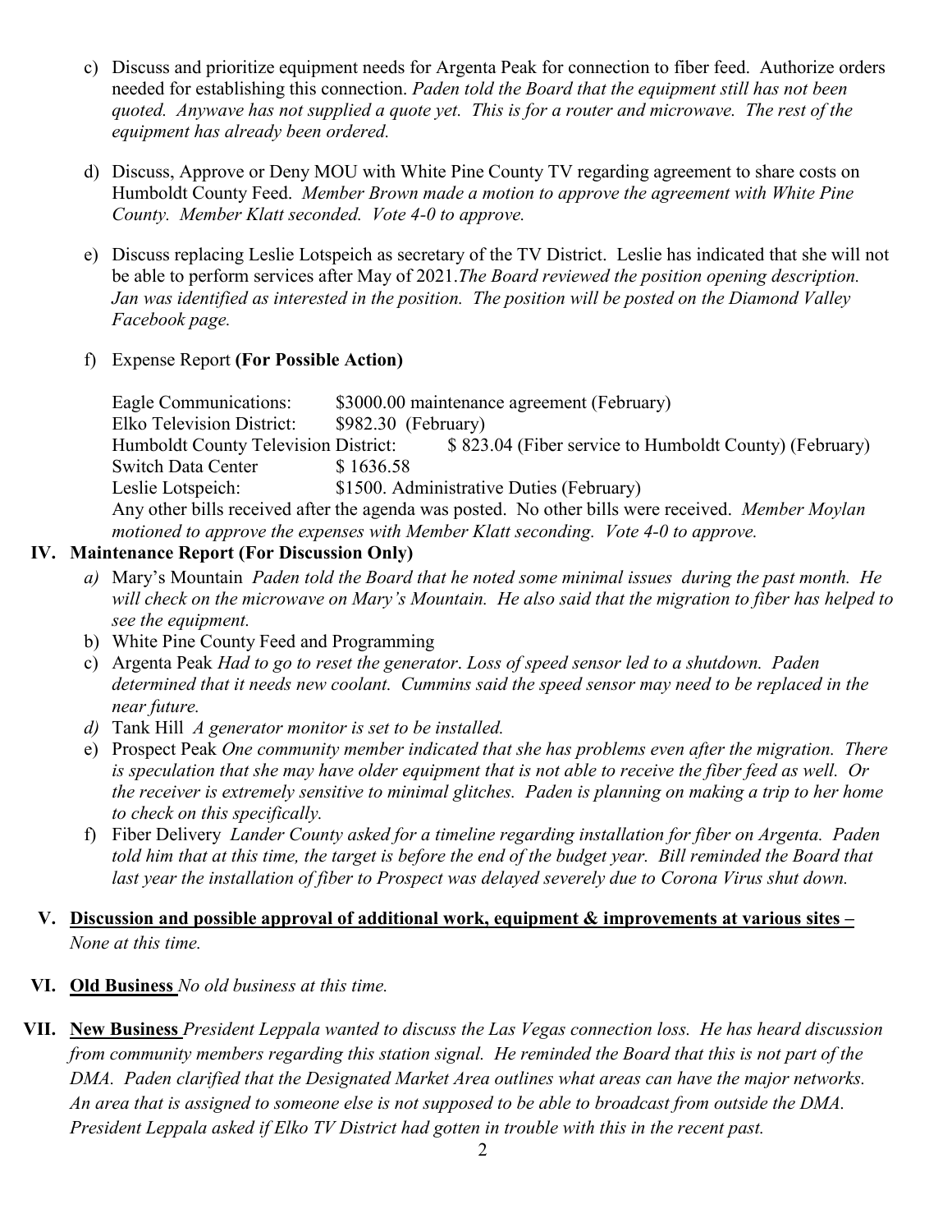c) Discuss and prioritize equipment needs for Argenta Peak for connection to fiber feed. Authorize orders needed for establishing this connection. *Paden told the Board that the equipment still has not been quoted. Anywave has not supplied a quote yet. This is for a router and microwave. The rest of the equipment has already been ordered.*

d) Discuss, Approve or Deny MOU with White Pine County TV regarding agreement to share costs on Humboldt County Feed. *Member Brown made a motion to approve the agreement with White Pine County. Member Klatt seconded. Vote 4-0 to approve.*

e) Discuss replacing Leslie Lotspeich as secretary of the TV District. Leslie has indicated that she will not be able to perform services after May of 2021.*The Board reviewed the position opening description. Jan was identified as interested in the position. The position will be posted on the Diamond Valley Facebook page.*

f) Expense Report **(For Possible Action)**

Eagle Communications: $3000.00 maintenance agreement (February)
Elko Television District: $982.30 (February)
Humboldt County Television District: $ 823.04 (Fiber service to Humboldt County) (February)
Switch Data Center $ 1636.58
Leslie Lotspeich: $1500. Administrative Duties (February)
Any other bills received after the agenda was posted. No other bills were received. *Member Moylan motioned to approve the expenses with Member Klatt seconding. Vote 4-0 to approve.*

## IV. Maintenance Report (For Discussion Only)

*a)* Mary's Mountain *Paden told the Board that he noted some minimal issues during the past month. He will check on the microwave on Mary's Mountain. He also said that the migration to fiber has helped to see the equipment.*
b) White Pine County Feed and Programming
c) Argenta Peak *Had to go to reset the generator. Loss of speed sensor led to a shutdown. Paden determined that it needs new coolant. Cummins said the speed sensor may need to be replaced in the near future.*
*d)* Tank Hill *A generator monitor is set to be installed.*
e) Prospect Peak *One community member indicated that she has problems even after the migration. There is speculation that she may have older equipment that is not able to receive the fiber feed as well. Or the receiver is extremely sensitive to minimal glitches. Paden is planning on making a trip to her home to check on this specifically.*
f) Fiber Delivery *Lander County asked for a timeline regarding installation for fiber on Argenta. Paden told him that at this time, the target is before the end of the budget year. Bill reminded the Board that last year the installation of fiber to Prospect was delayed severely due to Corona Virus shut down.*

## V. Discussion and possible approval of additional work, equipment & improvements at various sites –
*None at this time.*

## VI. Old Business *No old business at this time.*

## VII. New Business *President Leppala wanted to discuss the Las Vegas connection loss. He has heard discussion from community members regarding this station signal. He reminded the Board that this is not part of the DMA. Paden clarified that the Designated Market Area outlines what areas can have the major networks. An area that is assigned to someone else is not supposed to be able to broadcast from outside the DMA. President Leppala asked if Elko TV District had gotten in trouble with this in the recent past.*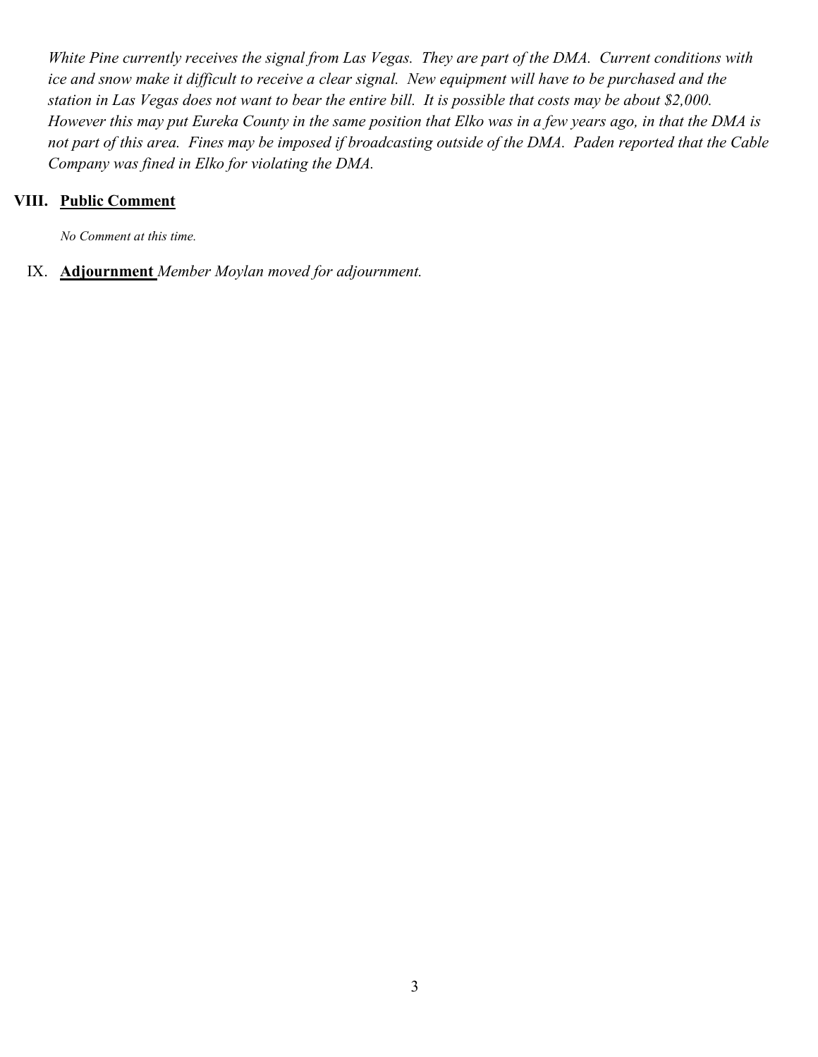*White Pine currently receives the signal from Las Vegas. They are part of the DMA. Current conditions with ice and snow make it difficult to receive a clear signal. New equipment will have to be purchased and the station in Las Vegas does not want to bear the entire bill. It is possible that costs may be about $2,000. However this may put Eureka County in the same position that Elko was in a few years ago, in that the DMA is not part of this area. Fines may be imposed if broadcasting outside of the DMA. Paden reported that the Cable Company was fined in Elko for violating the DMA.*

**VIII. Public Comment**

*No Comment at this time.*

IX. **Adjournment** *Member Moylan moved for adjournment.*